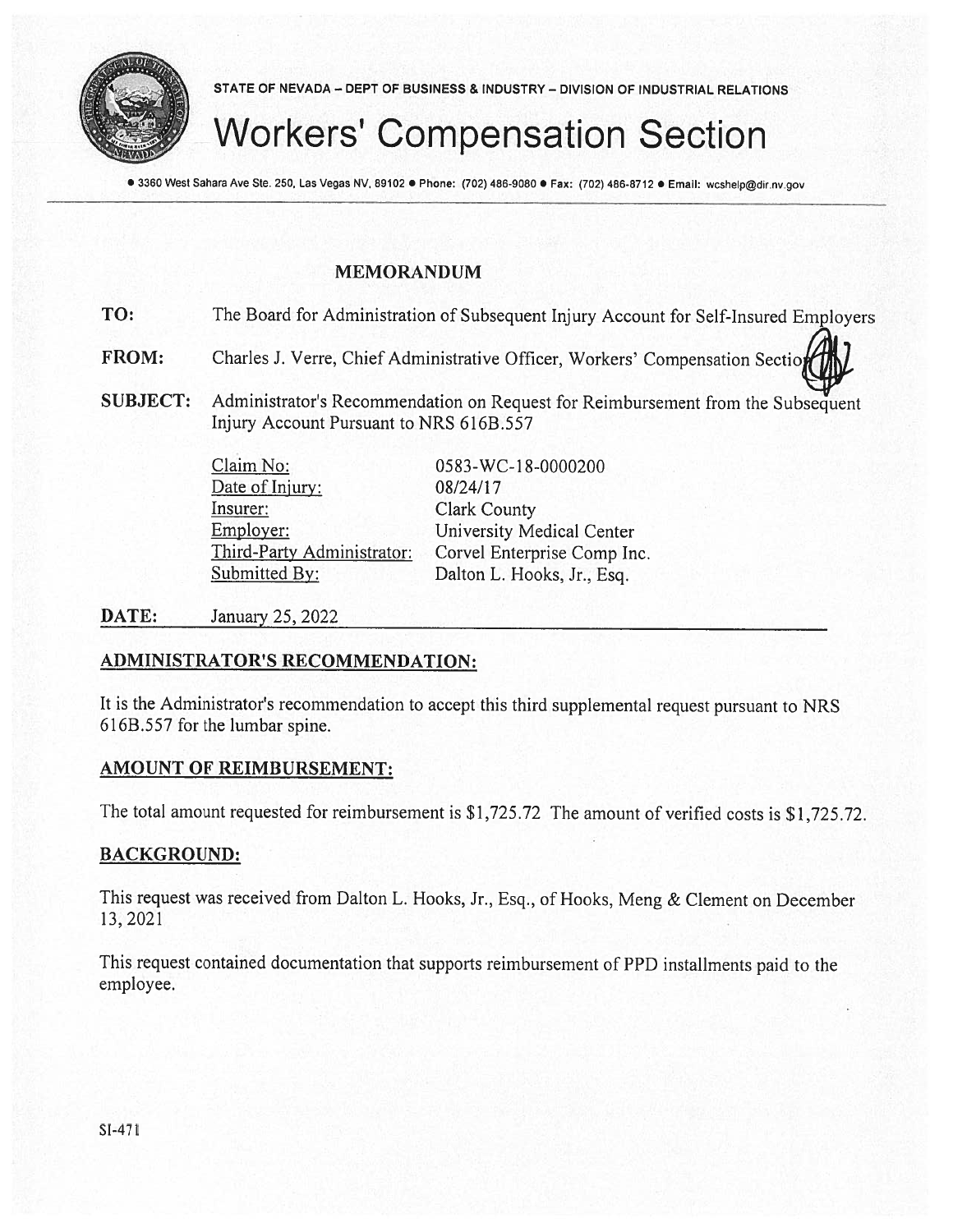STATE OF NEVADA – DEPT OF BUSINESS & INDUSTRY – DIVISION OF INDUSTRIAL RELATIONS

# Workers' Compensation Section

● 3360 West Sahara Ave Ste. 250, Las Vegas NV, 89102 ● Phone: (702) 486-9080 ● Fax: (702) 486-8712 ● Email: wcshelp@dir.nv.gov

## MEMORANDUM

**TO:** The Board for Administration of Subsequent Injury Account for Self-Insured Employers

**FROM:** Charles J. Verre, Chief Administrative Officer, Workers' Compensation Section

**SUBJECT:** Administrator's Recommendation on Request for Reimbursement from the Subsequent Injury Account Pursuant to NRS 616B.557

| | |
|---|---|
| Claim No: | 0583-WC-18-0000200 |
| Date of Injury: | 08/24/17 |
| Insurer: | Clark County |
| Employer: | University Medical Center |
| Third-Party Administrator: | Corvel Enterprise Comp Inc. |
| Submitted By: | Dalton L. Hooks, Jr., Esq. |

**DATE:** January 25, 2022

### ADMINISTRATOR'S RECOMMENDATION:

It is the Administrator's recommendation to accept this third supplemental request pursuant to NRS 616B.557 for the lumbar spine.

### AMOUNT OF REIMBURSEMENT:

The total amount requested for reimbursement is $1,725.72 The amount of verified costs is $1,725.72.

### BACKGROUND:

This request was received from Dalton L. Hooks, Jr., Esq., of Hooks, Meng & Clement on December 13, 2021

This request contained documentation that supports reimbursement of PPD installments paid to the employee.

SI-471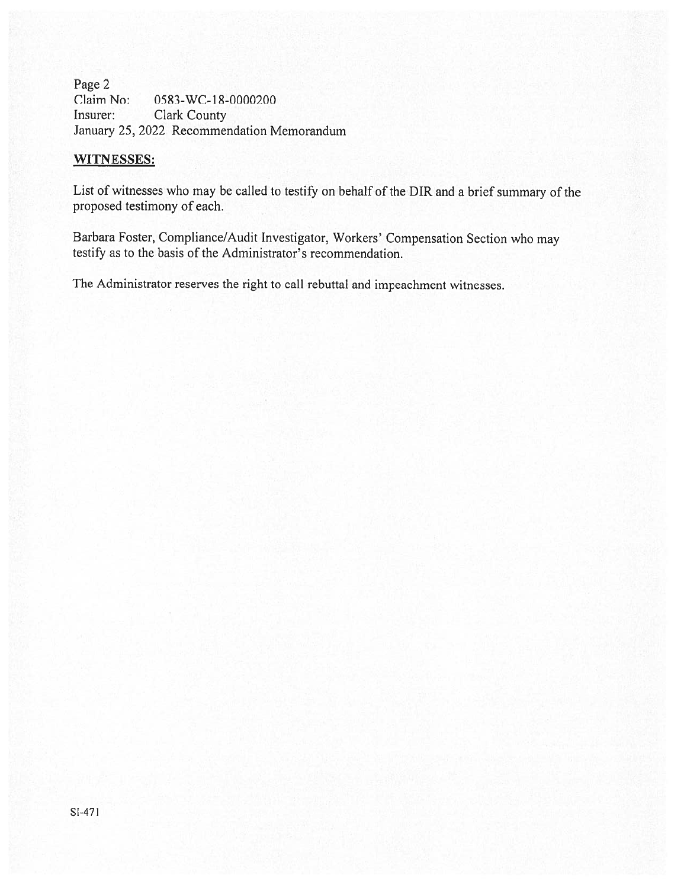Claim No: 0583-WC-18-0000200
Insurer: Clark County
January 25, 2022 Recommendation Memorandum

## WITNESSES:

List of witnesses who may be called to testify on behalf of the DIR and a brief summary of the proposed testimony of each.

Barbara Foster, Compliance/Audit Investigator, Workers' Compensation Section who may testify as to the basis of the Administrator's recommendation.

The Administrator reserves the right to call rebuttal and impeachment witnesses.

SI-471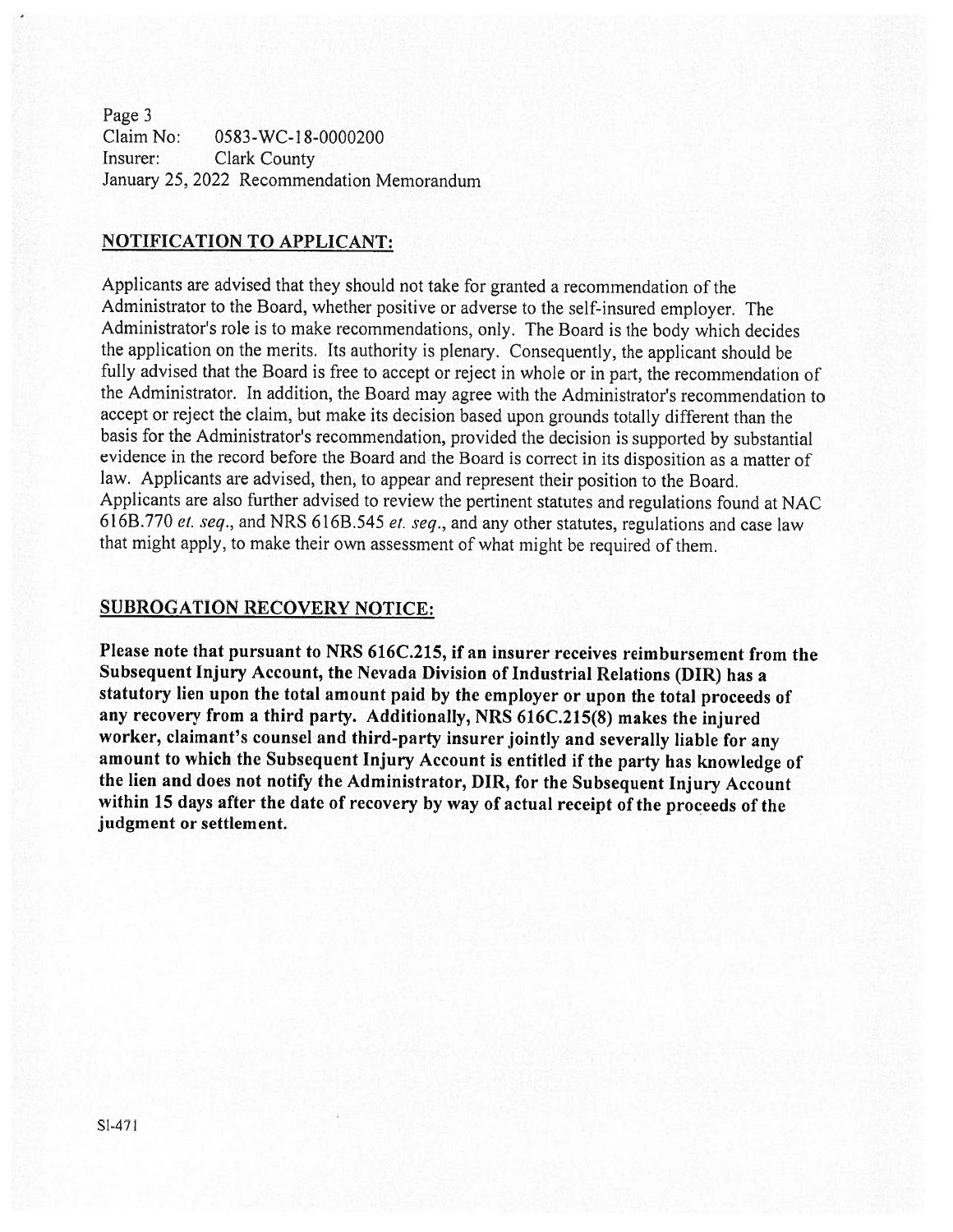Claim No: 0583-WC-18-0000200
Insurer: Clark County
January 25, 2022 Recommendation Memorandum

## NOTIFICATION TO APPLICANT:

Applicants are advised that they should not take for granted a recommendation of the Administrator to the Board, whether positive or adverse to the self-insured employer. The Administrator's role is to make recommendations, only. The Board is the body which decides the application on the merits. Its authority is plenary. Consequently, the applicant should be fully advised that the Board is free to accept or reject in whole or in part, the recommendation of the Administrator. In addition, the Board may agree with the Administrator's recommendation to accept or reject the claim, but make its decision based upon grounds totally different than the basis for the Administrator's recommendation, provided the decision is supported by substantial evidence in the record before the Board and the Board is correct in its disposition as a matter of law. Applicants are advised, then, to appear and represent their position to the Board. Applicants are also further advised to review the pertinent statutes and regulations found at NAC 616B.770 *et. seq.*, and NRS 616B.545 *et. seq.*, and any other statutes, regulations and case law that might apply, to make their own assessment of what might be required of them.

## SUBROGATION RECOVERY NOTICE:

**Please note that pursuant to NRS 616C.215, if an insurer receives reimbursement from the Subsequent Injury Account, the Nevada Division of Industrial Relations (DIR) has a statutory lien upon the total amount paid by the employer or upon the total proceeds of any recovery from a third party. Additionally, NRS 616C.215(8) makes the injured worker, claimant's counsel and third-party insurer jointly and severally liable for any amount to which the Subsequent Injury Account is entitled if the party has knowledge of the lien and does not notify the Administrator, DIR, for the Subsequent Injury Account within 15 days after the date of recovery by way of actual receipt of the proceeds of the judgment or settlement.**

SI-471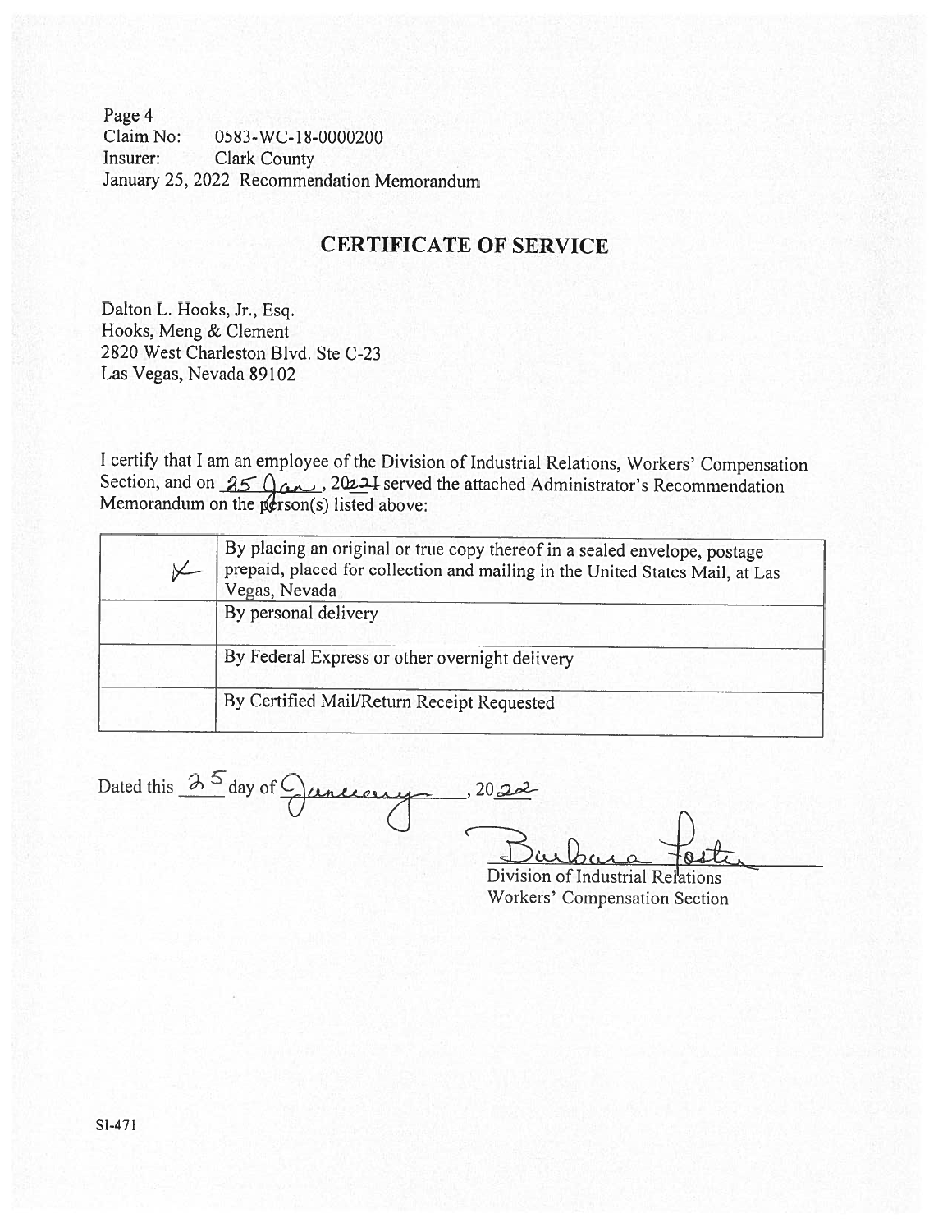Page 4
Claim No: 0583-WC-18-0000200
Insurer: Clark County
January 25, 2022 Recommendation Memorandum

## CERTIFICATE OF SERVICE

Dalton L. Hooks, Jr., Esq.
Hooks, Meng & Clement
2820 West Charleston Blvd. Ste C-23
Las Vegas, Nevada 89102

I certify that I am an employee of the Division of Industrial Relations, Workers' Compensation Section, and on 25 Jan, 2022 served the attached Administrator's Recommendation Memorandum on the person(s) listed above:

| | |
|---|---|
| X | By placing an original or true copy thereof in a sealed envelope, postage prepaid, placed for collection and mailing in the United States Mail, at Las Vegas, Nevada |
| | By personal delivery |
| | By Federal Express or other overnight delivery |
| | By Certified Mail/Return Receipt Requested |

Dated this 25 day of January, 2022

Barbara Foster
Division of Industrial Relations
Workers' Compensation Section

SI-471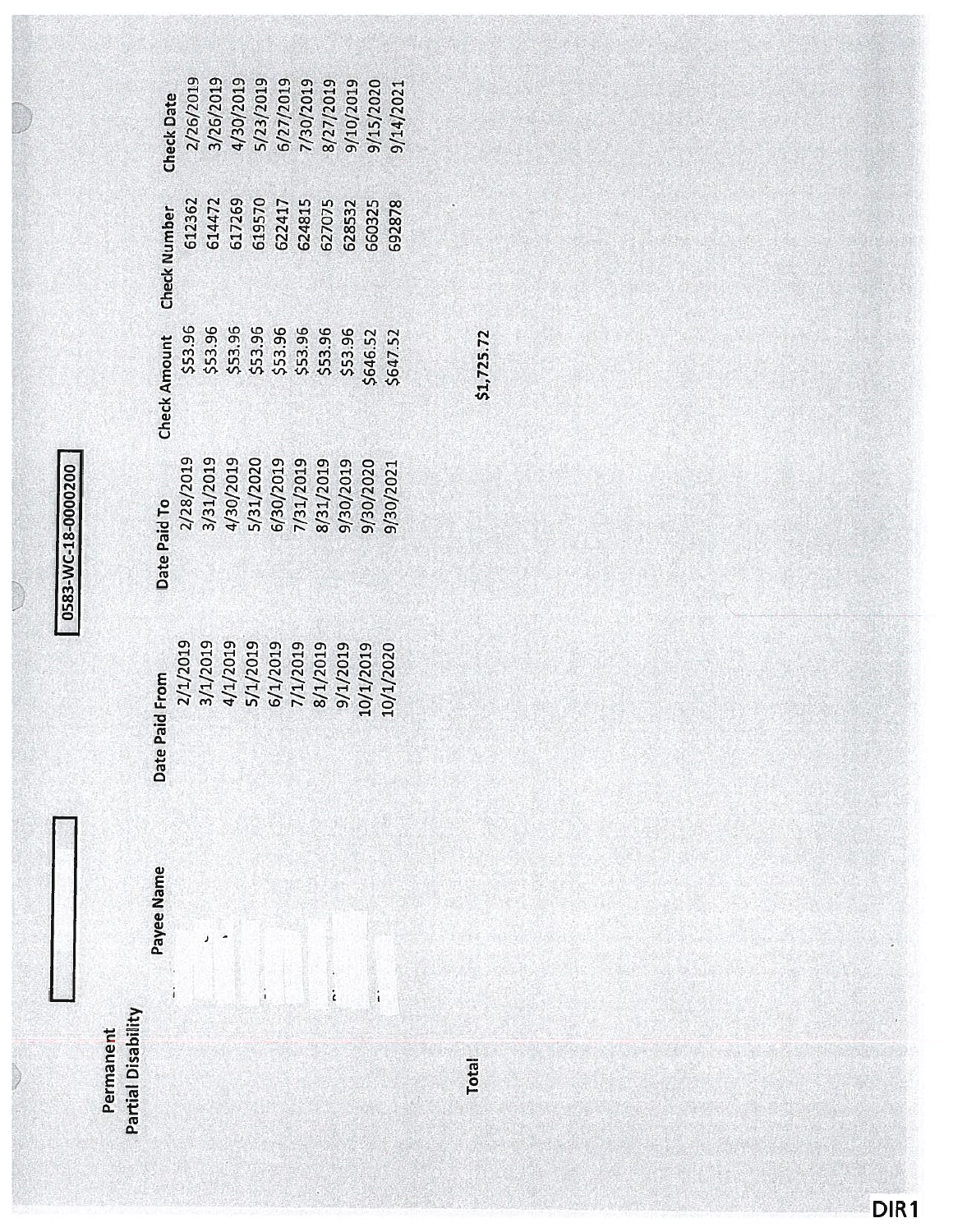0583-WC-18-0000200

**Permanent Partial Disability**

| Payee Name | Date Paid From | Date Paid To | Check Amount | Check Number | Check Date |
|---|---|---|---|---|---|
| | 2/1/2019 | 2/28/2019 | $53.96 | 612362 | 2/26/2019 |
| | 3/1/2019 | 3/31/2019 | $53.96 | 614472 | 3/26/2019 |
| | 4/1/2019 | 4/30/2019 | $53.96 | 617269 | 4/30/2019 |
| | 5/1/2019 | 5/31/2020 | $53.96 | 619570 | 5/23/2019 |
| | 6/1/2019 | 6/30/2019 | $53.96 | 622417 | 6/27/2019 |
| | 7/1/2019 | 7/31/2019 | $53.96 | 624815 | 7/30/2019 |
| | 8/1/2019 | 8/31/2019 | $53.96 | 627075 | 8/27/2019 |
| | 9/1/2019 | 9/30/2019 | $53.96 | 628532 | 9/10/2019 |
| | 10/1/2019 | 9/30/2020 | $646.52 | 660325 | 9/15/2020 |
| | 10/1/2020 | 9/30/2021 | $647.52 | 692878 | 9/14/2021 |
| **Total** | | | $1,725.72 | | |

DIR1